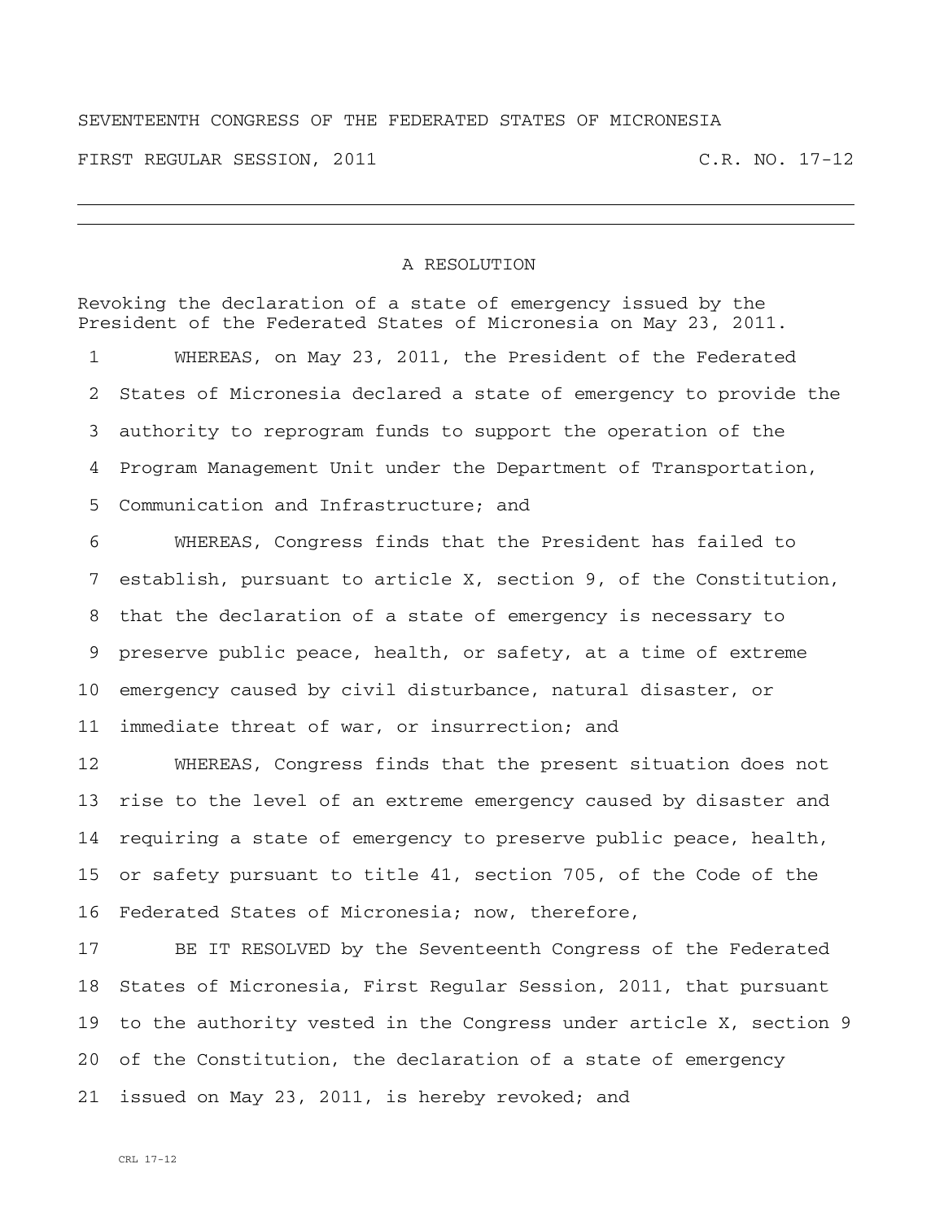SEVENTEENTH CONGRESS OF THE FEDERATED STATES OF MICRONESIA

FIRST REGULAR SESSION, 2011 C.R. NO. 17-12

---

## A RESOLUTION

Revoking the declaration of a state of emergency issued by the President of the Federated States of Micronesia on May 23, 2011.

WHEREAS, on May 23, 2011, the President of the Federated States of Micronesia declared a state of emergency to provide the authority to reprogram funds to support the operation of the Program Management Unit under the Department of Transportation, Communication and Infrastructure; and

WHEREAS, Congress finds that the President has failed to establish, pursuant to article X, section 9, of the Constitution, that the declaration of a state of emergency is necessary to preserve public peace, health, or safety, at a time of extreme emergency caused by civil disturbance, natural disaster, or immediate threat of war, or insurrection; and

WHEREAS, Congress finds that the present situation does not rise to the level of an extreme emergency caused by disaster and requiring a state of emergency to preserve public peace, health, or safety pursuant to title 41, section 705, of the Code of the Federated States of Micronesia; now, therefore,

BE IT RESOLVED by the Seventeenth Congress of the Federated States of Micronesia, First Regular Session, 2011, that pursuant to the authority vested in the Congress under article X, section 9 of the Constitution, the declaration of a state of emergency issued on May 23, 2011, is hereby revoked; and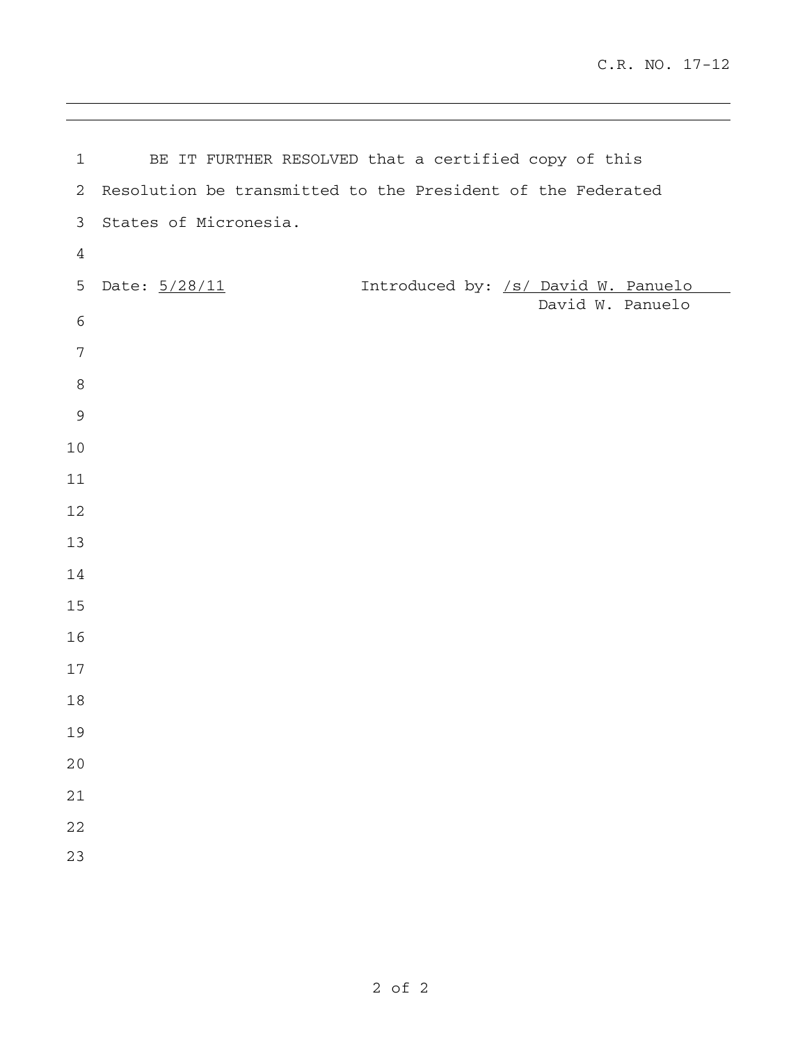BE IT FURTHER RESOLVED that a certified copy of this Resolution be transmitted to the President of the Federated States of Micronesia.

Date: 5/28/11

Introduced by: /s/ David W. Panuelo
David W. Panuelo